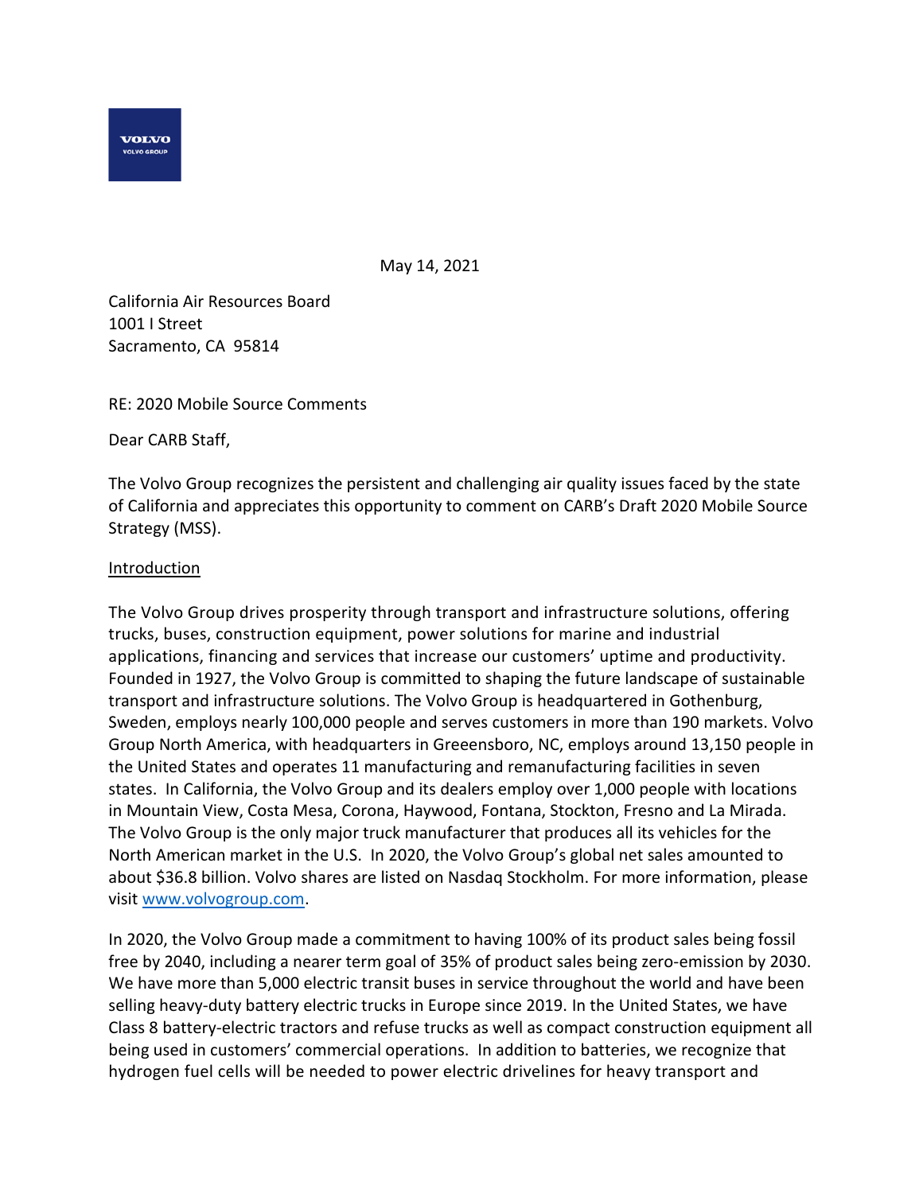VOLVO

VOLVO GROUP

May 14, 2021

California Air Resources Board
1001 I Street
Sacramento, CA 95814

RE: 2020 Mobile Source Comments

Dear CARB Staff,

The Volvo Group recognizes the persistent and challenging air quality issues faced by the state of California and appreciates this opportunity to comment on CARB's Draft 2020 Mobile Source Strategy (MSS).

Introduction

The Volvo Group drives prosperity through transport and infrastructure solutions, offering trucks, buses, construction equipment, power solutions for marine and industrial applications, financing and services that increase our customers' uptime and productivity. Founded in 1927, the Volvo Group is committed to shaping the future landscape of sustainable transport and infrastructure solutions. The Volvo Group is headquartered in Gothenburg, Sweden, employs nearly 100,000 people and serves customers in more than 190 markets. Volvo Group North America, with headquarters in Greeensboro, NC, employs around 13,150 people in the United States and operates 11 manufacturing and remanufacturing facilities in seven states. In California, the Volvo Group and its dealers employ over 1,000 people with locations in Mountain View, Costa Mesa, Corona, Haywood, Fontana, Stockton, Fresno and La Mirada. The Volvo Group is the only major truck manufacturer that produces all its vehicles for the North American market in the U.S. In 2020, the Volvo Group's global net sales amounted to about $36.8 billion. Volvo shares are listed on Nasdaq Stockholm. For more information, please visit www.volvogroup.com.

In 2020, the Volvo Group made a commitment to having 100% of its product sales being fossil free by 2040, including a nearer term goal of 35% of product sales being zero-emission by 2030. We have more than 5,000 electric transit buses in service throughout the world and have been selling heavy-duty battery electric trucks in Europe since 2019. In the United States, we have Class 8 battery-electric tractors and refuse trucks as well as compact construction equipment all being used in customers' commercial operations. In addition to batteries, we recognize that hydrogen fuel cells will be needed to power electric drivelines for heavy transport and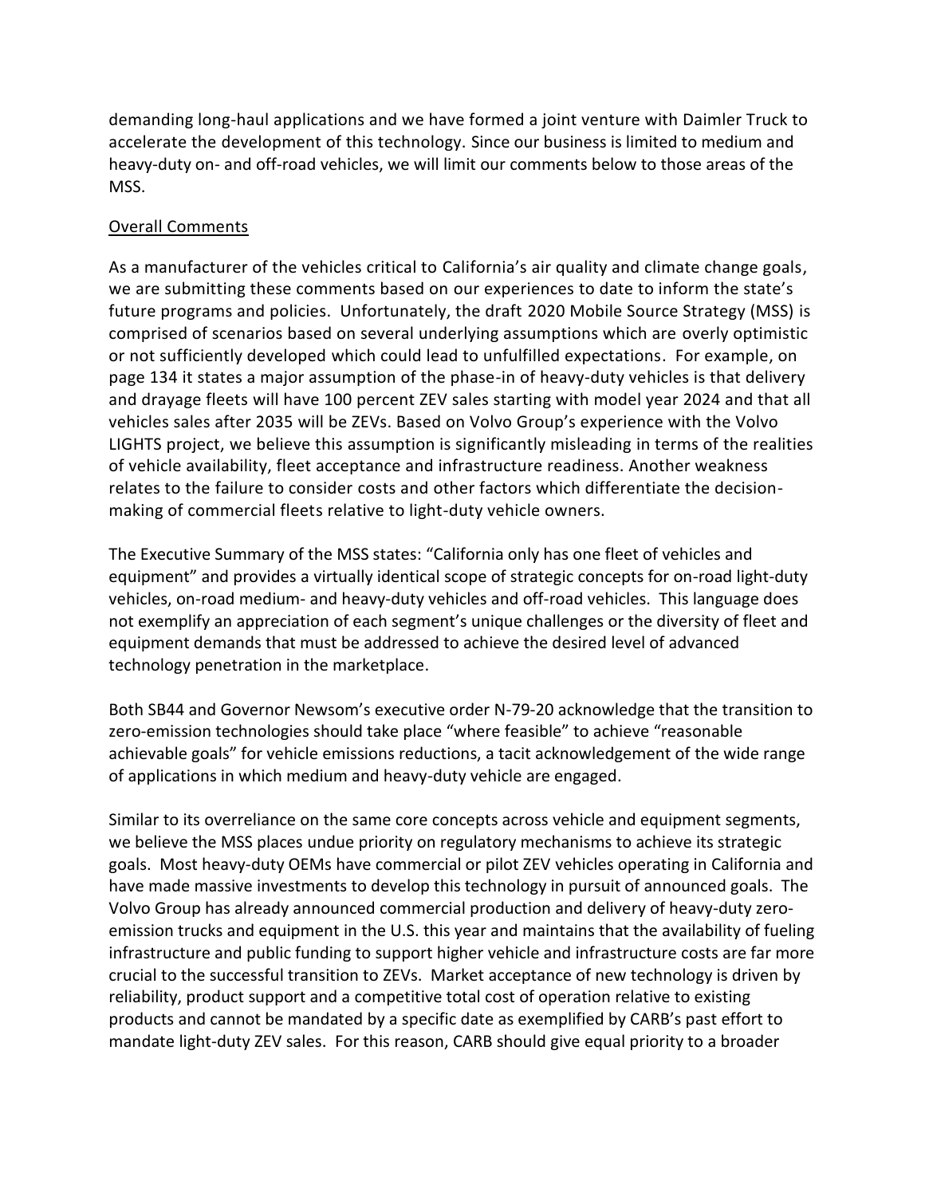demanding long-haul applications and we have formed a joint venture with Daimler Truck to accelerate the development of this technology. Since our business is limited to medium and heavy-duty on- and off-road vehicles, we will limit our comments below to those areas of the MSS.

<u>Overall Comments</u>

As a manufacturer of the vehicles critical to California's air quality and climate change goals, we are submitting these comments based on our experiences to date to inform the state's future programs and policies. Unfortunately, the draft 2020 Mobile Source Strategy (MSS) is comprised of scenarios based on several underlying assumptions which are overly optimistic or not sufficiently developed which could lead to unfulfilled expectations. For example, on page 134 it states a major assumption of the phase-in of heavy-duty vehicles is that delivery and drayage fleets will have 100 percent ZEV sales starting with model year 2024 and that all vehicles sales after 2035 will be ZEVs. Based on Volvo Group's experience with the Volvo LIGHTS project, we believe this assumption is significantly misleading in terms of the realities of vehicle availability, fleet acceptance and infrastructure readiness. Another weakness relates to the failure to consider costs and other factors which differentiate the decision-making of commercial fleets relative to light-duty vehicle owners.

The Executive Summary of the MSS states: "California only has one fleet of vehicles and equipment" and provides a virtually identical scope of strategic concepts for on-road light-duty vehicles, on-road medium- and heavy-duty vehicles and off-road vehicles. This language does not exemplify an appreciation of each segment's unique challenges or the diversity of fleet and equipment demands that must be addressed to achieve the desired level of advanced technology penetration in the marketplace.

Both SB44 and Governor Newsom's executive order N-79-20 acknowledge that the transition to zero-emission technologies should take place "where feasible" to achieve "reasonable achievable goals" for vehicle emissions reductions, a tacit acknowledgement of the wide range of applications in which medium and heavy-duty vehicle are engaged.

Similar to its overreliance on the same core concepts across vehicle and equipment segments, we believe the MSS places undue priority on regulatory mechanisms to achieve its strategic goals. Most heavy-duty OEMs have commercial or pilot ZEV vehicles operating in California and have made massive investments to develop this technology in pursuit of announced goals. The Volvo Group has already announced commercial production and delivery of heavy-duty zero-emission trucks and equipment in the U.S. this year and maintains that the availability of fueling infrastructure and public funding to support higher vehicle and infrastructure costs are far more crucial to the successful transition to ZEVs. Market acceptance of new technology is driven by reliability, product support and a competitive total cost of operation relative to existing products and cannot be mandated by a specific date as exemplified by CARB's past effort to mandate light-duty ZEV sales. For this reason, CARB should give equal priority to a broader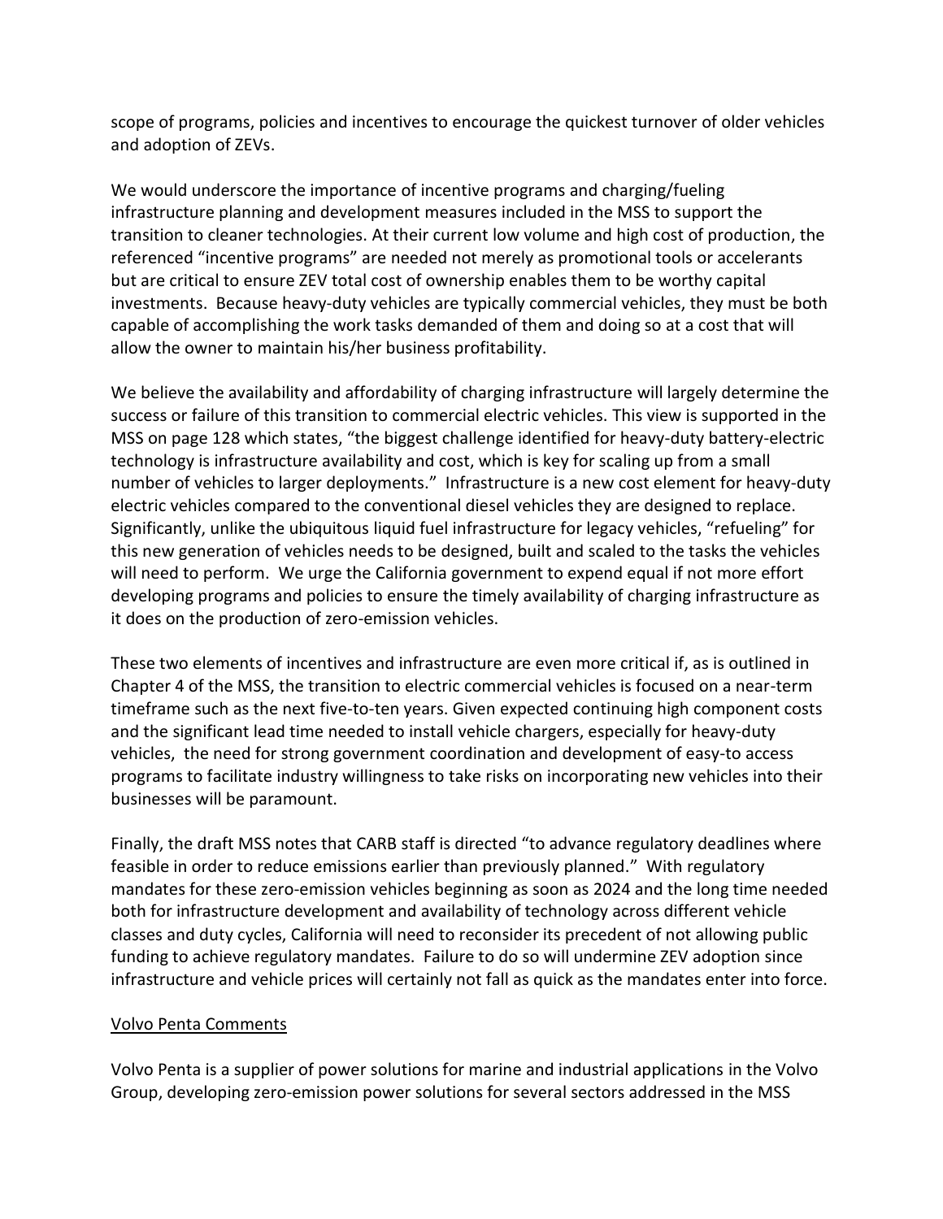scope of programs, policies and incentives to encourage the quickest turnover of older vehicles and adoption of ZEVs.

We would underscore the importance of incentive programs and charging/fueling infrastructure planning and development measures included in the MSS to support the transition to cleaner technologies. At their current low volume and high cost of production, the referenced "incentive programs" are needed not merely as promotional tools or accelerants but are critical to ensure ZEV total cost of ownership enables them to be worthy capital investments. Because heavy-duty vehicles are typically commercial vehicles, they must be both capable of accomplishing the work tasks demanded of them and doing so at a cost that will allow the owner to maintain his/her business profitability.

We believe the availability and affordability of charging infrastructure will largely determine the success or failure of this transition to commercial electric vehicles. This view is supported in the MSS on page 128 which states, "the biggest challenge identified for heavy-duty battery-electric technology is infrastructure availability and cost, which is key for scaling up from a small number of vehicles to larger deployments." Infrastructure is a new cost element for heavy-duty electric vehicles compared to the conventional diesel vehicles they are designed to replace. Significantly, unlike the ubiquitous liquid fuel infrastructure for legacy vehicles, "refueling" for this new generation of vehicles needs to be designed, built and scaled to the tasks the vehicles will need to perform. We urge the California government to expend equal if not more effort developing programs and policies to ensure the timely availability of charging infrastructure as it does on the production of zero-emission vehicles.

These two elements of incentives and infrastructure are even more critical if, as is outlined in Chapter 4 of the MSS, the transition to electric commercial vehicles is focused on a near-term timeframe such as the next five-to-ten years. Given expected continuing high component costs and the significant lead time needed to install vehicle chargers, especially for heavy-duty vehicles, the need for strong government coordination and development of easy-to access programs to facilitate industry willingness to take risks on incorporating new vehicles into their businesses will be paramount.

Finally, the draft MSS notes that CARB staff is directed "to advance regulatory deadlines where feasible in order to reduce emissions earlier than previously planned." With regulatory mandates for these zero-emission vehicles beginning as soon as 2024 and the long time needed both for infrastructure development and availability of technology across different vehicle classes and duty cycles, California will need to reconsider its precedent of not allowing public funding to achieve regulatory mandates. Failure to do so will undermine ZEV adoption since infrastructure and vehicle prices will certainly not fall as quick as the mandates enter into force.

Volvo Penta Comments

Volvo Penta is a supplier of power solutions for marine and industrial applications in the Volvo Group, developing zero-emission power solutions for several sectors addressed in the MSS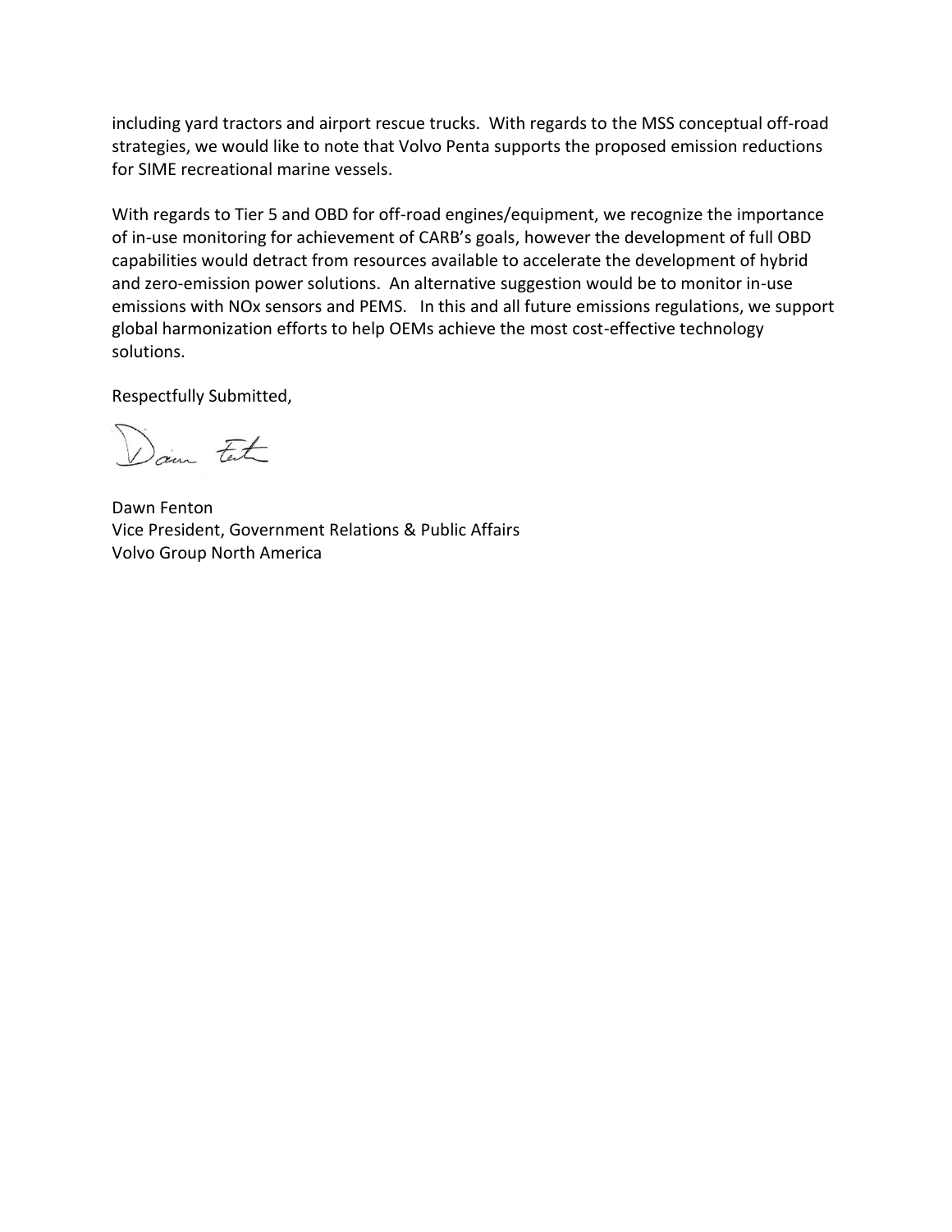including yard tractors and airport rescue trucks. With regards to the MSS conceptual off-road strategies, we would like to note that Volvo Penta supports the proposed emission reductions for SIME recreational marine vessels.

With regards to Tier 5 and OBD for off-road engines/equipment, we recognize the importance of in-use monitoring for achievement of CARB's goals, however the development of full OBD capabilities would detract from resources available to accelerate the development of hybrid and zero-emission power solutions. An alternative suggestion would be to monitor in-use emissions with NOx sensors and PEMS. In this and all future emissions regulations, we support global harmonization efforts to help OEMs achieve the most cost-effective technology solutions.

Respectfully Submitted,

Dawn Fenton
Vice President, Government Relations & Public Affairs
Volvo Group North America